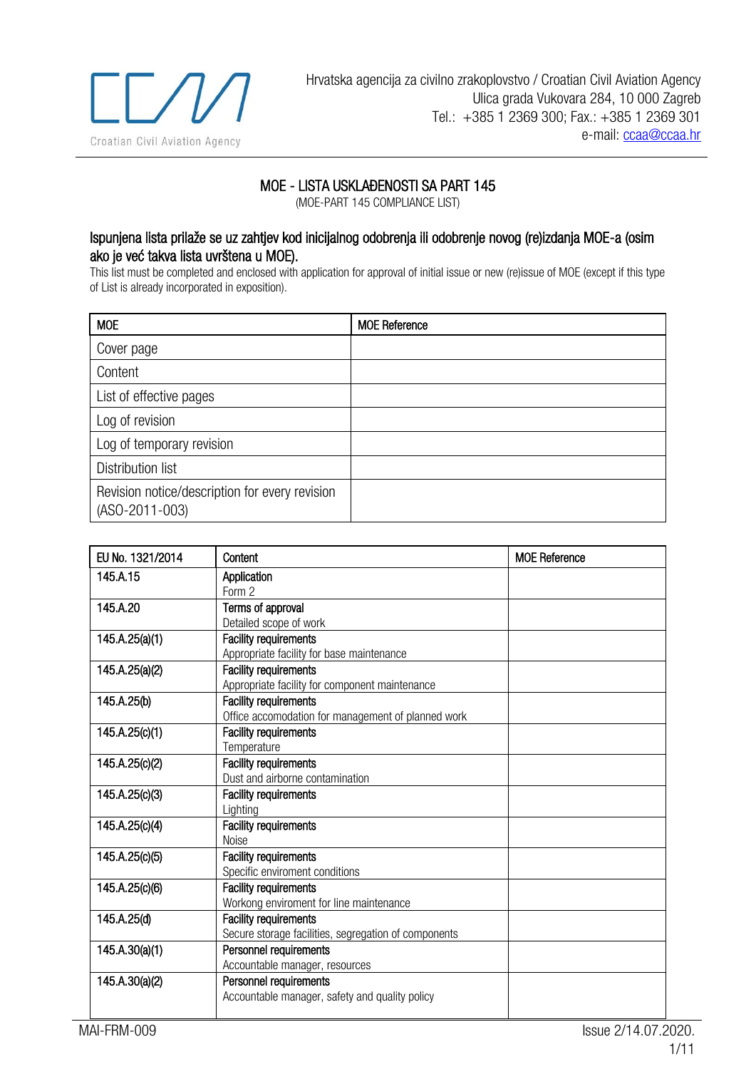Hrvatska agencija za civilno zrakoplovstvo / Croatian Civil Aviation Agency
Ulica grada Vukovara 284, 10 000 Zagreb
Tel.: +385 1 2369 300; Fax.: +385 1 2369 301
e-mail: ccaa@ccaa.hr

# MOE - LISTA USKLAĐENOSTI SA PART 145

(MOE-PART 145 COMPLIANCE LIST)

## Ispunjena lista prilaže se uz zahtjev kod inicijalnog odobrenja ili odobrenje novog (re)izdanja MOE-a (osim ako je već takva lista uvrštena u MOE).

This list must be completed and enclosed with application for approval of initial issue or new (re)issue of MOE (except if this type of List is already incorporated in exposition).

| MOE | MOE Reference |
|---|---|
| Cover page | |
| Content | |
| List of effective pages | |
| Log of revision | |
| Log of temporary revision | |
| Distribution list | |
| Revision notice/description for every revision (ASO-2011-003) | |

| EU No. 1321/2014 | Content | MOE Reference |
|---|---|---|
| 145.A.15 | **Application**<br>Form 2 | |
| 145.A.20 | **Terms of approval**<br>Detailed scope of work | |
| 145.A.25(a)(1) | **Facility requirements**<br>Appropriate facility for base maintenance | |
| 145.A.25(a)(2) | **Facility requirements**<br>Appropriate facility for component maintenance | |
| 145.A.25(b) | **Facility requirements**<br>Office accomodation for management of planned work | |
| 145.A.25(c)(1) | **Facility requirements**<br>Temperature | |
| 145.A.25(c)(2) | **Facility requirements**<br>Dust and airborne contamination | |
| 145.A.25(c)(3) | **Facility requirements**<br>Lighting | |
| 145.A.25(c)(4) | **Facility requirements**<br>Noise | |
| 145.A.25(c)(5) | **Facility requirements**<br>Specific enviroment conditions | |
| 145.A.25(c)(6) | **Facility requirements**<br>Workong enviroment for line maintenance | |
| 145.A.25(d) | **Facility requirements**<br>Secure storage facilities, segregation of components | |
| 145.A.30(a)(1) | **Personnel requirements**<br>Accountable manager, resources | |
| 145.A.30(a)(2) | **Personnel requirements**<br>Accountable manager, safety and quality policy | |

MAI-FRM-009 Issue 2/14.07.2020.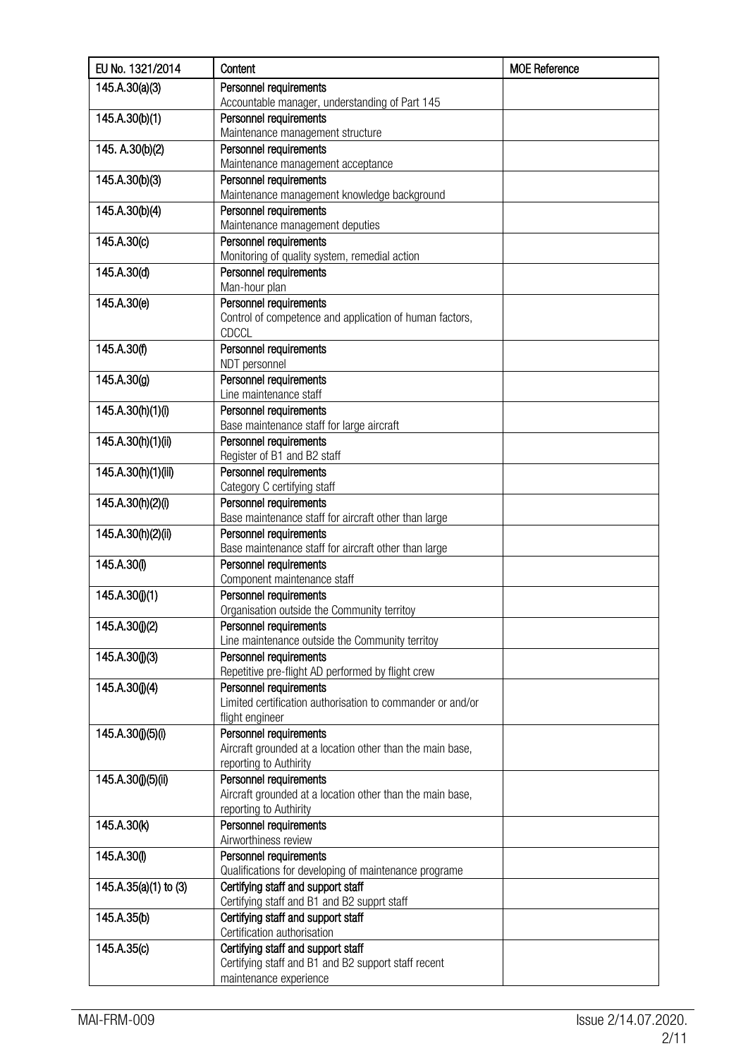| EU No. 1321/2014 | Content | MOE Reference |
|---|---|---|
| 145.A.30(a)(3) | Personnel requirements<br>Accountable manager, understanding of Part 145 | |
| 145.A.30(b)(1) | Personnel requirements<br>Maintenance management structure | |
| 145. A.30(b)(2) | Personnel requirements<br>Maintenance management acceptance | |
| 145.A.30(b)(3) | Personnel requirements<br>Maintenance management knowledge background | |
| 145.A.30(b)(4) | Personnel requirements<br>Maintenance management deputies | |
| 145.A.30(c) | Personnel requirements<br>Monitoring of quality system, remedial action | |
| 145.A.30(d) | Personnel requirements<br>Man-hour plan | |
| 145.A.30(e) | Personnel requirements<br>Control of competence and application of human factors, CDCCL | |
| 145.A.30(f) | Personnel requirements<br>NDT personnel | |
| 145.A.30(g) | Personnel requirements<br>Line maintenance staff | |
| 145.A.30(h)(1)(i) | Personnel requirements<br>Base maintenance staff for large aircraft | |
| 145.A.30(h)(1)(ii) | Personnel requirements<br>Register of B1 and B2 staff | |
| 145.A.30(h)(1)(iii) | Personnel requirements<br>Category C certifying staff | |
| 145.A.30(h)(2)(i) | Personnel requirements<br>Base maintenance staff for aircraft other than large | |
| 145.A.30(h)(2)(ii) | Personnel requirements<br>Base maintenance staff for aircraft other than large | |
| 145.A.30(i) | Personnel requirements<br>Component maintenance staff | |
| 145.A.30(j)(1) | Personnel requirements<br>Organisation outside the Community territoy | |
| 145.A.30(j)(2) | Personnel requirements<br>Line maintenance outside the Community territoy | |
| 145.A.30(j)(3) | Personnel requirements<br>Repetitive pre-flight AD performed by flight crew | |
| 145.A.30(j)(4) | Personnel requirements<br>Limited certification authorisation to commander or and/or flight engineer | |
| 145.A.30(j)(5)(i) | Personnel requirements<br>Aircraft grounded at a location other than the main base, reporting to Authirity | |
| 145.A.30(j)(5)(ii) | Personnel requirements<br>Aircraft grounded at a location other than the main base, reporting to Authirity | |
| 145.A.30(k) | Personnel requirements<br>Airworthiness review | |
| 145.A.30(l) | Personnel requirements<br>Qualifications for developing of maintenance programe | |
| 145.A.35(a)(1) to (3) | Certifying staff and support staff<br>Certifying staff and B1 and B2 supprt staff | |
| 145.A.35(b) | Certifying staff and support staff<br>Certification authorisation | |
| 145.A.35(c) | Certifying staff and support staff<br>Certifying staff and B1 and B2 support staff recent maintenance experience | |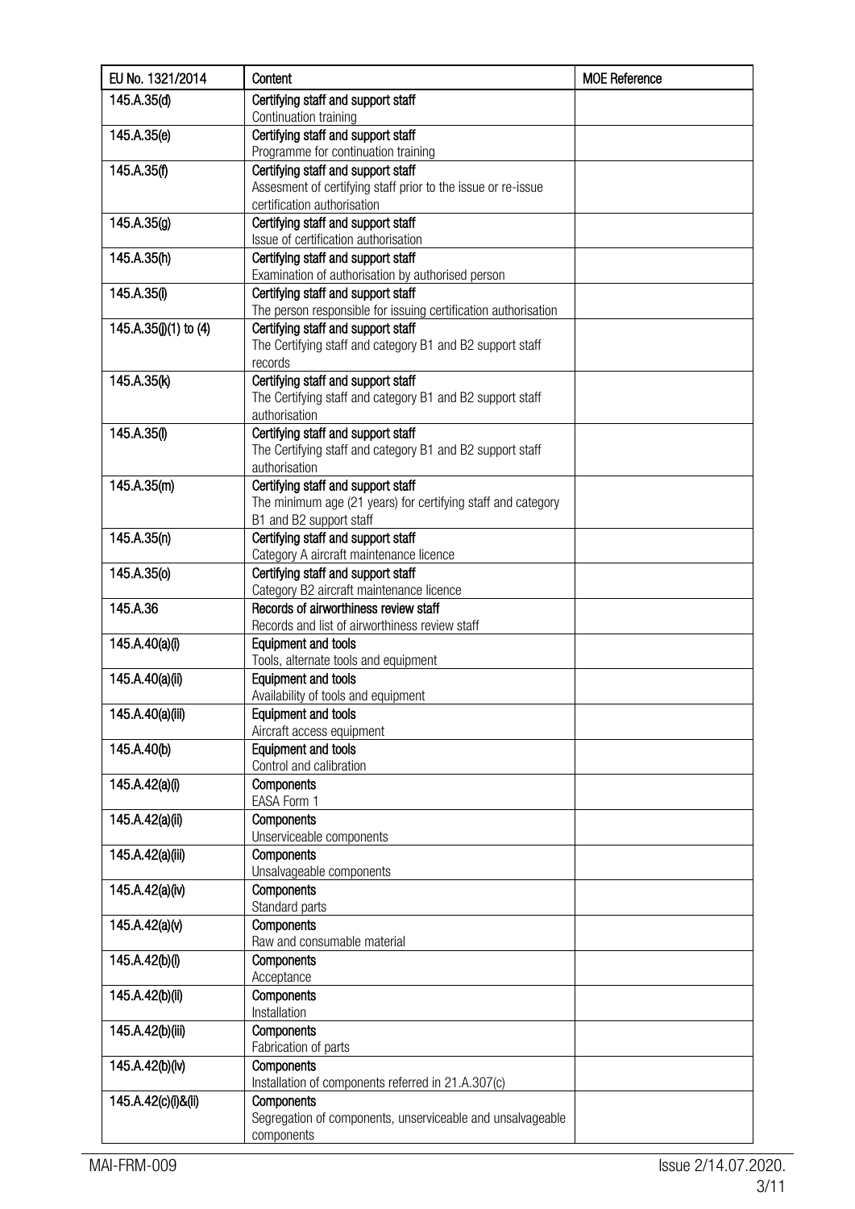| EU No. 1321/2014 | Content | MOE Reference |
|---|---|---|
| 145.A.35(d) | Certifying staff and support staff<br>Continuation training | |
| 145.A.35(e) | Certifying staff and support staff<br>Programme for continuation training | |
| 145.A.35(f) | Certifying staff and support staff<br>Assesment of certifying staff prior to the issue or re-issue certification authorisation | |
| 145.A.35(g) | Certifying staff and support staff<br>Issue of certification authorisation | |
| 145.A.35(h) | Certifying staff and support staff<br>Examination of authorisation by authorised person | |
| 145.A.35(i) | Certifying staff and support staff<br>The person responsible for issuing certification authorisation | |
| 145.A.35(j)(1) to (4) | Certifying staff and support staff<br>The Certifying staff and category B1 and B2 support staff records | |
| 145.A.35(k) | Certifying staff and support staff<br>The Certifying staff and category B1 and B2 support staff authorisation | |
| 145.A.35(l) | Certifying staff and support staff<br>The Certifying staff and category B1 and B2 support staff authorisation | |
| 145.A.35(m) | Certifying staff and support staff<br>The minimum age (21 years) for certifying staff and category B1 and B2 support staff | |
| 145.A.35(n) | Certifying staff and support staff<br>Category A aircraft maintenance licence | |
| 145.A.35(o) | Certifying staff and support staff<br>Category B2 aircraft maintenance licence | |
| 145.A.36 | Records of airworthiness review staff<br>Records and list of airworthiness review staff | |
| 145.A.40(a)(i) | Equipment and tools<br>Tools, alternate tools and equipment | |
| 145.A.40(a)(ii) | Equipment and tools<br>Availability of tools and equipment | |
| 145.A.40(a)(iii) | Equipment and tools<br>Aircraft access equipment | |
| 145.A.40(b) | Equipment and tools<br>Control and calibration | |
| 145.A.42(a)(i) | Components<br>EASA Form 1 | |
| 145.A.42(a)(ii) | Components<br>Unserviceable components | |
| 145.A.42(a)(iii) | Components<br>Unsalvageable components | |
| 145.A.42(a)(iv) | Components<br>Standard parts | |
| 145.A.42(a)(v) | Components<br>Raw and consumable material | |
| 145.A.42(b)(i) | Components<br>Acceptance | |
| 145.A.42(b)(ii) | Components<br>Installation | |
| 145.A.42(b)(iii) | Components<br>Fabrication of parts | |
| 145.A.42(b)(iv) | Components<br>Installation of components referred in 21.A.307(c) | |
| 145.A.42(c)(i)&(ii) | Components<br>Segregation of components, unserviceable and unsalvageable components | |

MAI-FRM-009 Issue 2/14.07.2020.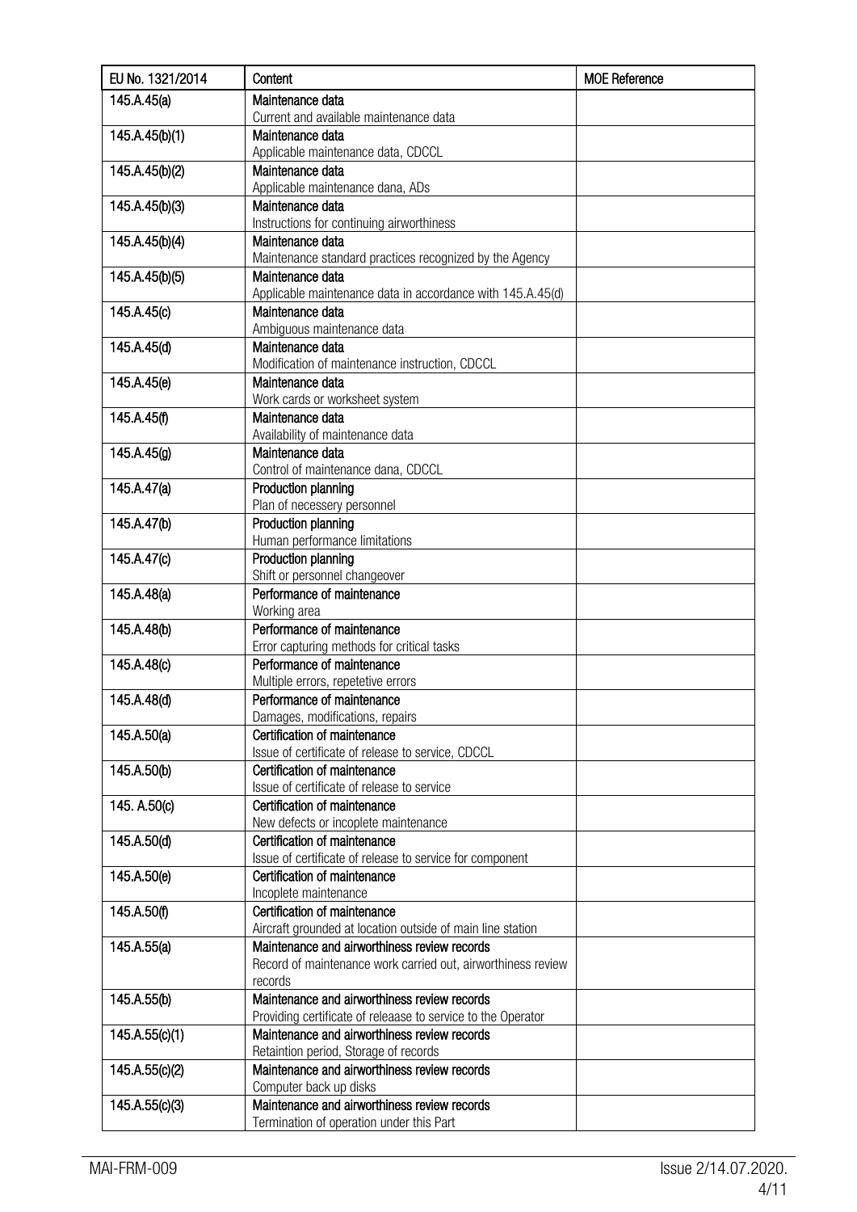| EU No. 1321/2014 | Content | MOE Reference |
|---|---|---|
| 145.A.45(a) | Maintenance data<br>Current and available maintenance data | |
| 145.A.45(b)(1) | Maintenance data<br>Applicable maintenance data, CDCCL | |
| 145.A.45(b)(2) | Maintenance data<br>Applicable maintenance dana, ADs | |
| 145.A.45(b)(3) | Maintenance data<br>Instructions for continuing airworthiness | |
| 145.A.45(b)(4) | Maintenance data<br>Maintenance standard practices recognized by the Agency | |
| 145.A.45(b)(5) | Maintenance data<br>Applicable maintenance data in accordance with 145.A.45(d) | |
| 145.A.45(c) | Maintenance data<br>Ambiguous maintenance data | |
| 145.A.45(d) | Maintenance data<br>Modification of maintenance instruction, CDCCL | |
| 145.A.45(e) | Maintenance data<br>Work cards or worksheet system | |
| 145.A.45(f) | Maintenance data<br>Availability of maintenance data | |
| 145.A.45(g) | Maintenance data<br>Control of maintenance dana, CDCCL | |
| 145.A.47(a) | Production planning<br>Plan of necessery personnel | |
| 145.A.47(b) | Production planning<br>Human performance limitations | |
| 145.A.47(c) | Production planning<br>Shift or personnel changeover | |
| 145.A.48(a) | Performance of maintenance<br>Working area | |
| 145.A.48(b) | Performance of maintenance<br>Error capturing methods for critical tasks | |
| 145.A.48(c) | Performance of maintenance<br>Multiple errors, repetetive errors | |
| 145.A.48(d) | Performance of maintenance<br>Damages, modifications, repairs | |
| 145.A.50(a) | Certification of maintenance<br>Issue of certificate of release to service, CDCCL | |
| 145.A.50(b) | Certification of maintenance<br>Issue of certificate of release to service | |
| 145. A.50(c) | Certification of maintenance<br>New defects or incoplete maintenance | |
| 145.A.50(d) | Certification of maintenance<br>Issue of certificate of release to service for component | |
| 145.A.50(e) | Certification of maintenance<br>Incoplete maintenance | |
| 145.A.50(f) | Certification of maintenance<br>Aircraft grounded at location outside of main line station | |
| 145.A.55(a) | Maintenance and airworthiness review records<br>Record of maintenance work carried out, airworthiness review records | |
| 145.A.55(b) | Maintenance and airworthiness review records<br>Providing certificate of releaase to service to the Operator | |
| 145.A.55(c)(1) | Maintenance and airworthiness review records<br>Retaintion period, Storage of records | |
| 145.A.55(c)(2) | Maintenance and airworthiness review records<br>Computer back up disks | |
| 145.A.55(c)(3) | Maintenance and airworthiness review records<br>Termination of operation under this Part | |

MAI-FRM-009 Issue 2/14.07.2020.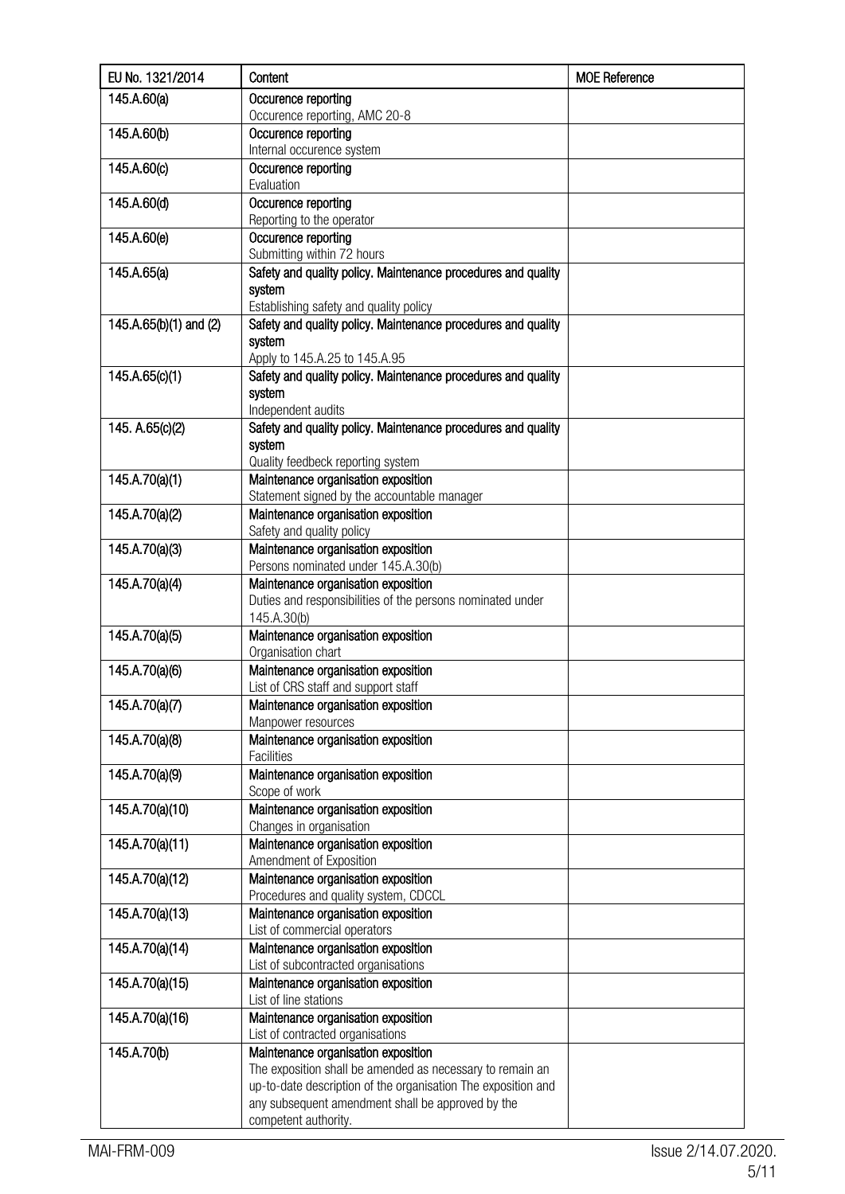| EU No. 1321/2014 | Content | MOE Reference |
|---|---|---|
| 145.A.60(a) | **Occurence reporting**<br>Occurence reporting, AMC 20-8 | |
| 145.A.60(b) | **Occurence reporting**<br>Internal occurence system | |
| 145.A.60(c) | **Occurence reporting**<br>Evaluation | |
| 145.A.60(d) | **Occurence reporting**<br>Reporting to the operator | |
| 145.A.60(e) | **Occurence reporting**<br>Submitting within 72 hours | |
| 145.A.65(a) | **Safety and quality policy. Maintenance procedures and quality system**<br>Establishing safety and quality policy | |
| 145.A.65(b)(1) and (2) | **Safety and quality policy. Maintenance procedures and quality system**<br>Apply to 145.A.25 to 145.A.95 | |
| 145.A.65(c)(1) | **Safety and quality policy. Maintenance procedures and quality system**<br>Independent audits | |
| 145. A.65(c)(2) | **Safety and quality policy. Maintenance procedures and quality system**<br>Quality feedbeck reporting system | |
| 145.A.70(a)(1) | **Maintenance organisation exposition**<br>Statement signed by the accountable manager | |
| 145.A.70(a)(2) | **Maintenance organisation exposition**<br>Safety and quality policy | |
| 145.A.70(a)(3) | **Maintenance organisation exposition**<br>Persons nominated under 145.A.30(b) | |
| 145.A.70(a)(4) | **Maintenance organisation exposition**<br>Duties and responsibilities of the persons nominated under 145.A.30(b) | |
| 145.A.70(a)(5) | **Maintenance organisation exposition**<br>Organisation chart | |
| 145.A.70(a)(6) | **Maintenance organisation exposition**<br>List of CRS staff and support staff | |
| 145.A.70(a)(7) | **Maintenance organisation exposition**<br>Manpower resources | |
| 145.A.70(a)(8) | **Maintenance organisation exposition**<br>Facilities | |
| 145.A.70(a)(9) | **Maintenance organisation exposition**<br>Scope of work | |
| 145.A.70(a)(10) | **Maintenance organisation exposition**<br>Changes in organisation | |
| 145.A.70(a)(11) | **Maintenance organisation exposition**<br>Amendment of Exposition | |
| 145.A.70(a)(12) | **Maintenance organisation exposition**<br>Procedures and quality system, CDCCL | |
| 145.A.70(a)(13) | **Maintenance organisation exposition**<br>List of commercial operators | |
| 145.A.70(a)(14) | **Maintenance organisation exposition**<br>List of subcontracted organisations | |
| 145.A.70(a)(15) | **Maintenance organisation exposition**<br>List of line stations | |
| 145.A.70(a)(16) | **Maintenance organisation exposition**<br>List of contracted organisations | |
| 145.A.70(b) | **Maintenance organisation exposition**<br>The exposition shall be amended as necessary to remain an up-to-date description of the organisation The exposition and any subsequent amendment shall be approved by the competent authority. | |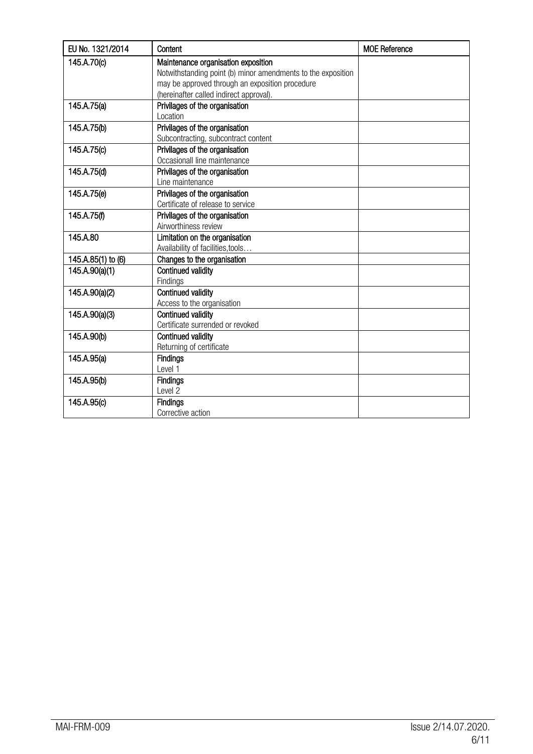| EU No. 1321/2014 | Content | MOE Reference |
|---|---|---|
| 145.A.70(c) | **Maintenance organisation exposition**<br>Notwithstanding point (b) minor amendments to the exposition may be approved through an exposition procedure (hereinafter called indirect approval). | |
| 145.A.75(a) | **Privilages of the organisation**<br>Location | |
| 145.A.75(b) | **Privilages of the organisation**<br>Subcontracting, subcontract content | |
| 145.A.75(c) | **Privilages of the organisation**<br>Occasionall line maintenance | |
| 145.A.75(d) | **Privilages of the organisation**<br>Line maintenance | |
| 145.A.75(e) | **Privilages of the organisation**<br>Certificate of release to service | |
| 145.A.75(f) | **Privilages of the organisation**<br>Airworthiness review | |
| 145.A.80 | **Limitation on the organisation**<br>Availability of facilities,tools… | |
| 145.A.85(1) to (6) | **Changes to the organisation** | |
| 145.A.90(a)(1) | **Continued validity**<br>Findings | |
| 145.A.90(a)(2) | **Continued validity**<br>Access to the organisation | |
| 145.A.90(a)(3) | **Continued validity**<br>Certificate surrended or revoked | |
| 145.A.90(b) | **Continued validity**<br>Returning of certificate | |
| 145.A.95(a) | **Findings**<br>Level 1 | |
| 145.A.95(b) | **Findings**<br>Level 2 | |
| 145.A.95(c) | **Findings**<br>Corrective action | |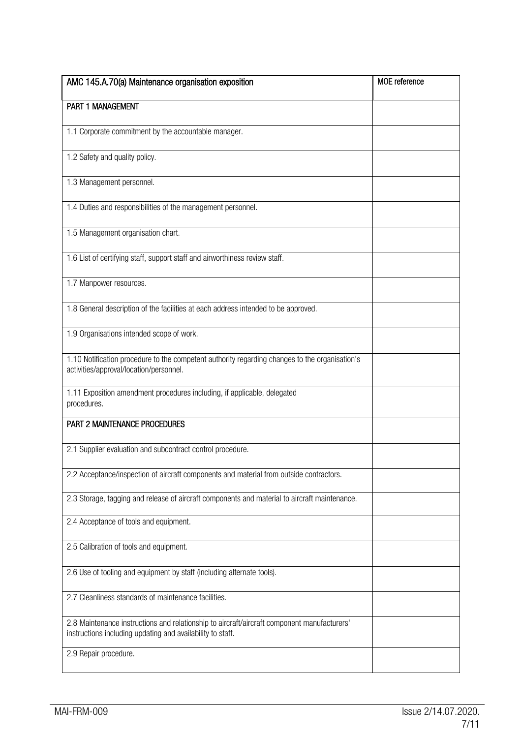| AMC 145.A.70(a) Maintenance organisation exposition | MOE reference |
| --- | --- |
| PART 1 MANAGEMENT | |
| 1.1 Corporate commitment by the accountable manager. | |
| 1.2 Safety and quality policy. | |
| 1.3 Management personnel. | |
| 1.4 Duties and responsibilities of the management personnel. | |
| 1.5 Management organisation chart. | |
| 1.6 List of certifying staff, support staff and airworthiness review staff. | |
| 1.7 Manpower resources. | |
| 1.8 General description of the facilities at each address intended to be approved. | |
| 1.9 Organisations intended scope of work. | |
| 1.10 Notification procedure to the competent authority regarding changes to the organisation's activities/approval/location/personnel. | |
| 1.11 Exposition amendment procedures including, if applicable, delegated procedures. | |
| PART 2 MAINTENANCE PROCEDURES | |
| 2.1 Supplier evaluation and subcontract control procedure. | |
| 2.2 Acceptance/inspection of aircraft components and material from outside contractors. | |
| 2.3 Storage, tagging and release of aircraft components and material to aircraft maintenance. | |
| 2.4 Acceptance of tools and equipment. | |
| 2.5 Calibration of tools and equipment. | |
| 2.6 Use of tooling and equipment by staff (including alternate tools). | |
| 2.7 Cleanliness standards of maintenance facilities. | |
| 2.8 Maintenance instructions and relationship to aircraft/aircraft component manufacturers' instructions including updating and availability to staff. | |
| 2.9 Repair procedure. | |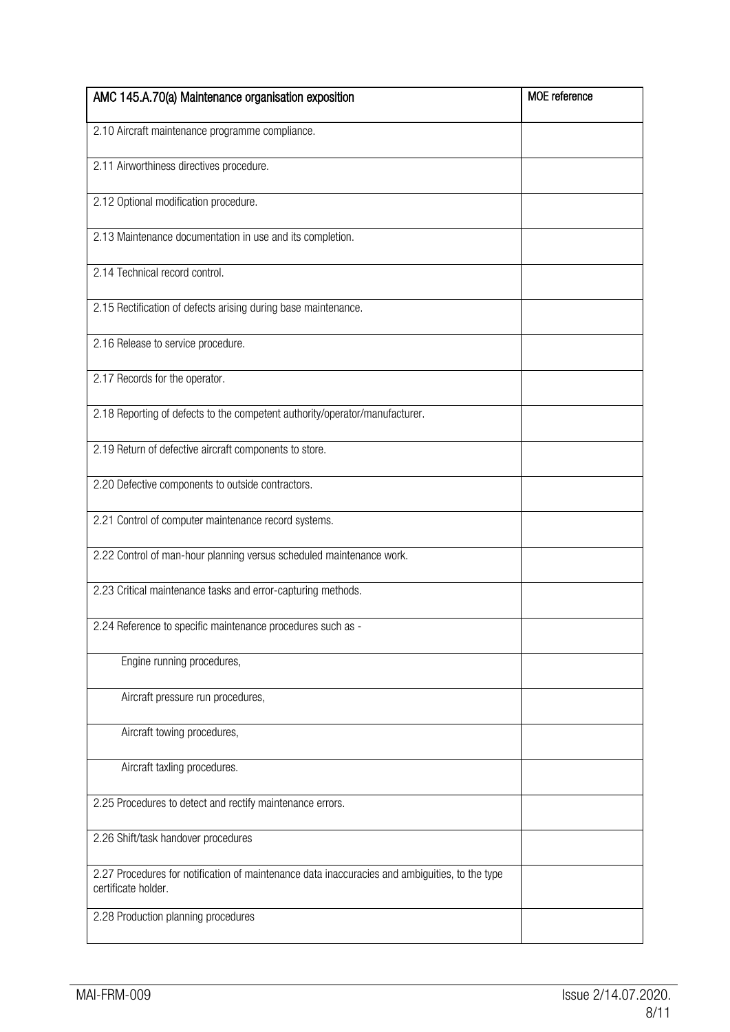| AMC 145.A.70(a) Maintenance organisation exposition | MOE reference |
| --- | --- |
| 2.10 Aircraft maintenance programme compliance. | |
| 2.11 Airworthiness directives procedure. | |
| 2.12 Optional modification procedure. | |
| 2.13 Maintenance documentation in use and its completion. | |
| 2.14 Technical record control. | |
| 2.15 Rectification of defects arising during base maintenance. | |
| 2.16 Release to service procedure. | |
| 2.17 Records for the operator. | |
| 2.18 Reporting of defects to the competent authority/operator/manufacturer. | |
| 2.19 Return of defective aircraft components to store. | |
| 2.20 Defective components to outside contractors. | |
| 2.21 Control of computer maintenance record systems. | |
| 2.22 Control of man-hour planning versus scheduled maintenance work. | |
| 2.23 Critical maintenance tasks and error-capturing methods. | |
| 2.24 Reference to specific maintenance procedures such as - | |
| Engine running procedures, | |
| Aircraft pressure run procedures, | |
| Aircraft towing procedures, | |
| Aircraft taxiing procedures. | |
| 2.25 Procedures to detect and rectify maintenance errors. | |
| 2.26 Shift/task handover procedures | |
| 2.27 Procedures for notification of maintenance data inaccuracies and ambiguities, to the type certificate holder. | |
| 2.28 Production planning procedures | |

MAI-FRM-009 Issue 2/14.07.2020.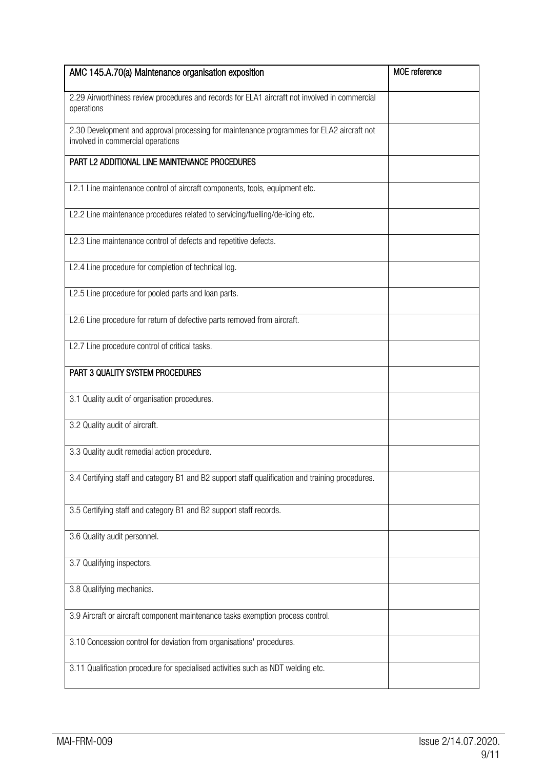| AMC 145.A.70(a) Maintenance organisation exposition | MOE reference |
|---|---|
| 2.29 Airworthiness review procedures and records for ELA1 aircraft not involved in commercial operations | |
| 2.30 Development and approval processing for maintenance programmes for ELA2 aircraft not involved in commercial operations | |
| PART L2 ADDITIONAL LINE MAINTENANCE PROCEDURES | |
| L2.1 Line maintenance control of aircraft components, tools, equipment etc. | |
| L2.2 Line maintenance procedures related to servicing/fuelling/de-icing etc. | |
| L2.3 Line maintenance control of defects and repetitive defects. | |
| L2.4 Line procedure for completion of technical log. | |
| L2.5 Line procedure for pooled parts and loan parts. | |
| L2.6 Line procedure for return of defective parts removed from aircraft. | |
| L2.7 Line procedure control of critical tasks. | |
| PART 3 QUALITY SYSTEM PROCEDURES | |
| 3.1 Quality audit of organisation procedures. | |
| 3.2 Quality audit of aircraft. | |
| 3.3 Quality audit remedial action procedure. | |
| 3.4 Certifying staff and category B1 and B2 support staff qualification and training procedures. | |
| 3.5 Certifying staff and category B1 and B2 support staff records. | |
| 3.6 Quality audit personnel. | |
| 3.7 Qualifying inspectors. | |
| 3.8 Qualifying mechanics. | |
| 3.9 Aircraft or aircraft component maintenance tasks exemption process control. | |
| 3.10 Concession control for deviation from organisations' procedures. | |
| 3.11 Qualification procedure for specialised activities such as NDT welding etc. | |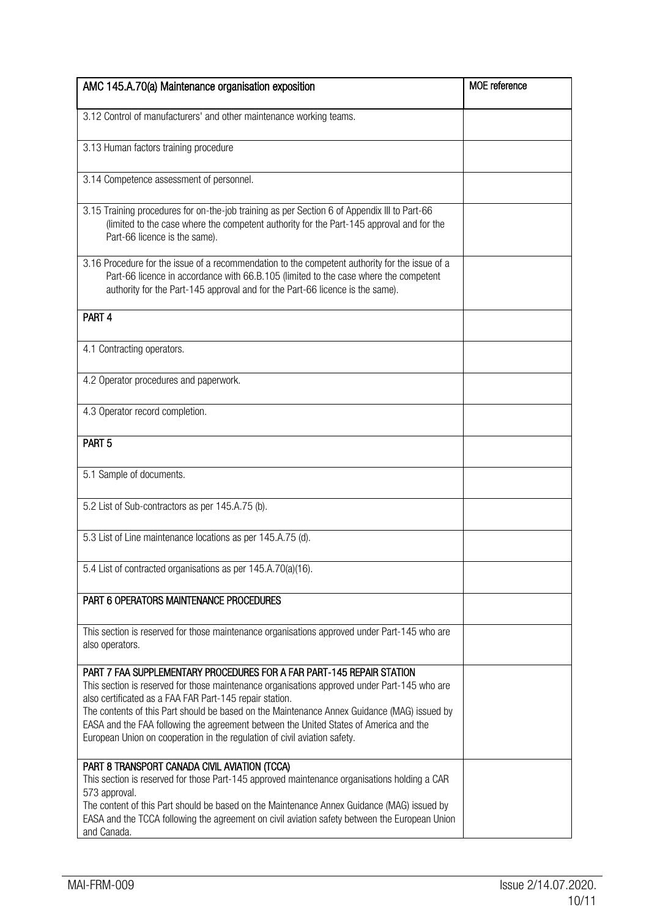| AMC 145.A.70(a) Maintenance organisation exposition | MOE reference |
|---|---|
| 3.12 Control of manufacturers' and other maintenance working teams. | |
| 3.13 Human factors training procedure | |
| 3.14 Competence assessment of personnel. | |
| 3.15 Training procedures for on-the-job training as per Section 6 of Appendix III to Part-66 (limited to the case where the competent authority for the Part-145 approval and for the Part-66 licence is the same). | |
| 3.16 Procedure for the issue of a recommendation to the competent authority for the issue of a Part-66 licence in accordance with 66.B.105 (limited to the case where the competent authority for the Part-145 approval and for the Part-66 licence is the same). | |
| **PART 4** | |
| 4.1 Contracting operators. | |
| 4.2 Operator procedures and paperwork. | |
| 4.3 Operator record completion. | |
| **PART 5** | |
| 5.1 Sample of documents. | |
| 5.2 List of Sub-contractors as per 145.A.75 (b). | |
| 5.3 List of Line maintenance locations as per 145.A.75 (d). | |
| 5.4 List of contracted organisations as per 145.A.70(a)(16). | |
| **PART 6 OPERATORS MAINTENANCE PROCEDURES** | |
| This section is reserved for those maintenance organisations approved under Part-145 who are also operators. | |
| **PART 7 FAA SUPPLEMENTARY PROCEDURES FOR A FAR PART-145 REPAIR STATION** This section is reserved for those maintenance organisations approved under Part-145 who are also certificated as a FAA FAR Part-145 repair station. The contents of this Part should be based on the Maintenance Annex Guidance (MAG) issued by EASA and the FAA following the agreement between the United States of America and the European Union on cooperation in the regulation of civil aviation safety. | |
| **PART 8 TRANSPORT CANADA CIVIL AVIATION (TCCA)** This section is reserved for those Part-145 approved maintenance organisations holding a CAR 573 approval. The content of this Part should be based on the Maintenance Annex Guidance (MAG) issued by EASA and the TCCA following the agreement on civil aviation safety between the European Union and Canada. | |

MAI-FRM-009 Issue 2/14.07.2020.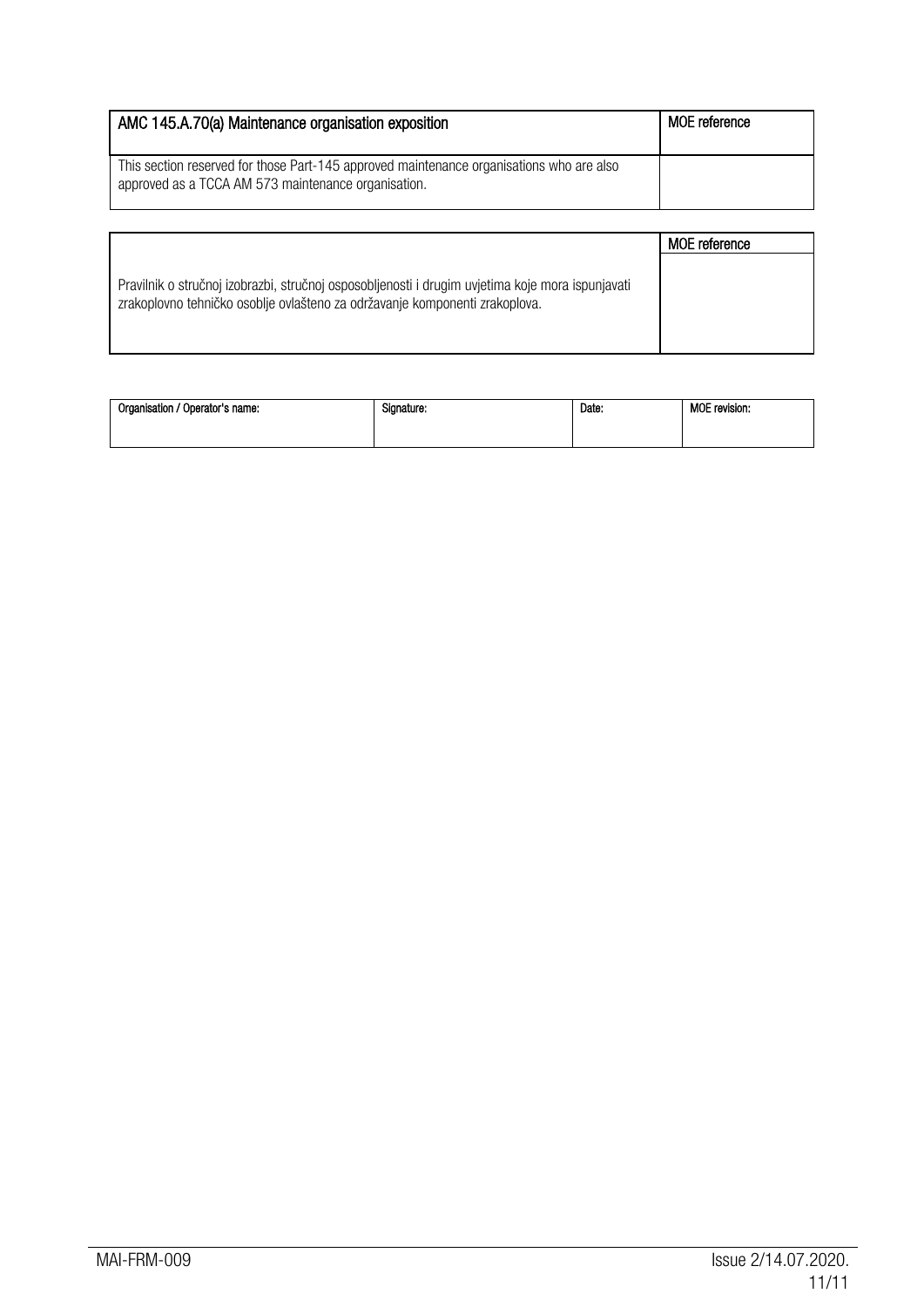| AMC 145.A.70(a) Maintenance organisation exposition | MOE reference |
|---|---|
| This section reserved for those Part-145 approved maintenance organisations who are also approved as a TCCA AM 573 maintenance organisation. | |

| | MOE reference |
|---|---|
| Pravilnik o stručnoj izobrazbi, stručnoj osposobljenosti i drugim uvjetima koje mora ispunjavati zrakoplovno tehničko osoblje ovlašteno za održavanje komponenti zrakoplova. | |

| Organisation / Operator's name: | Signature: | Date: | MOE revision: |
|---|---|---|---|
| | | | |